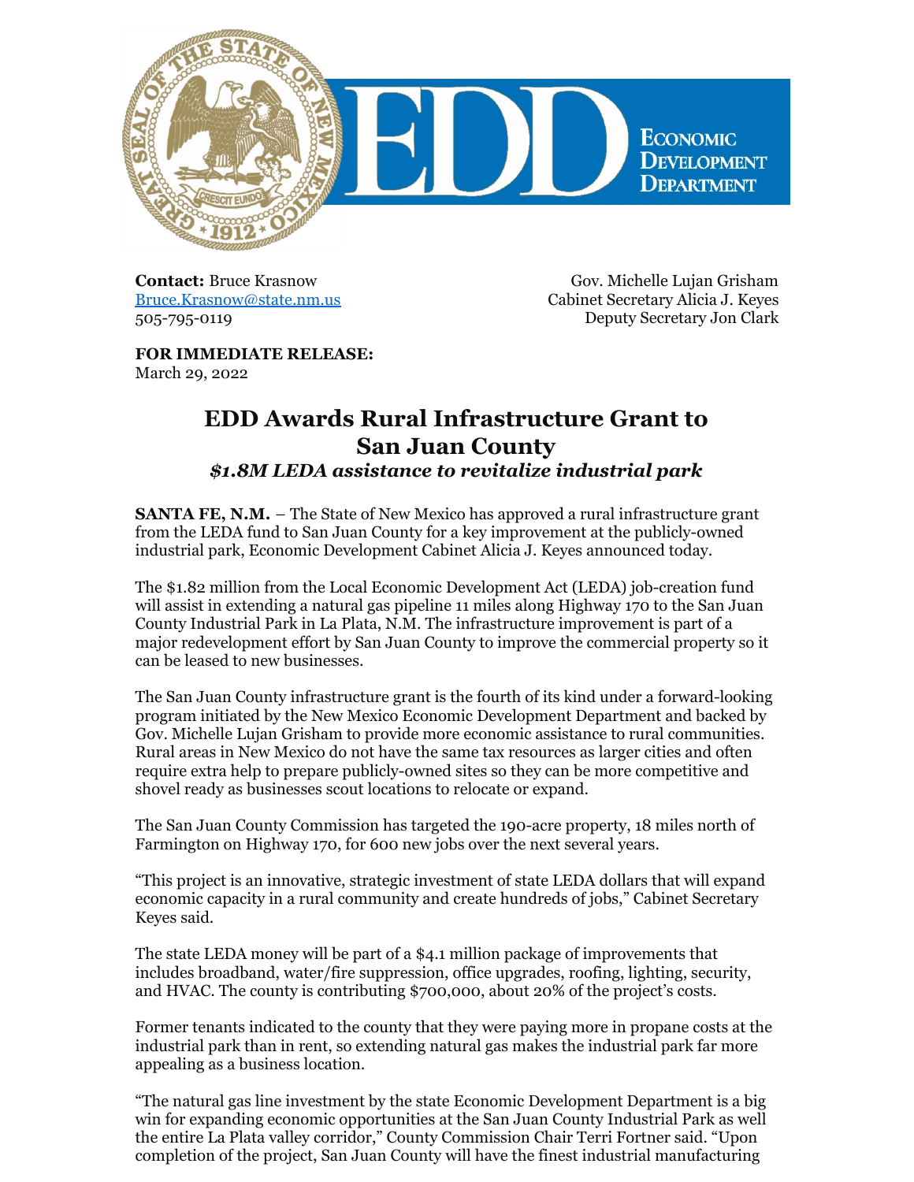**Contact:** Bruce Krasnow
[Bruce.Krasnow@state.nm.us](mailto:Bruce.Krasnow@state.nm.us)
505-795-0119

Gov. Michelle Lujan Grisham
Cabinet Secretary Alicia J. Keyes
Deputy Secretary Jon Clark

**FOR IMMEDIATE RELEASE:**
March 29, 2022

# EDD Awards Rural Infrastructure Grant to San Juan County

### *$1.8M LEDA assistance to revitalize industrial park*

**SANTA FE, N.M.** – The State of New Mexico has approved a rural infrastructure grant from the LEDA fund to San Juan County for a key improvement at the publicly-owned industrial park, Economic Development Cabinet Alicia J. Keyes announced today.

The $1.82 million from the Local Economic Development Act (LEDA) job-creation fund will assist in extending a natural gas pipeline 11 miles along Highway 170 to the San Juan County Industrial Park in La Plata, N.M. The infrastructure improvement is part of a major redevelopment effort by San Juan County to improve the commercial property so it can be leased to new businesses.

The San Juan County infrastructure grant is the fourth of its kind under a forward-looking program initiated by the New Mexico Economic Development Department and backed by Gov. Michelle Lujan Grisham to provide more economic assistance to rural communities. Rural areas in New Mexico do not have the same tax resources as larger cities and often require extra help to prepare publicly-owned sites so they can be more competitive and shovel ready as businesses scout locations to relocate or expand.

The San Juan County Commission has targeted the 190-acre property, 18 miles north of Farmington on Highway 170, for 600 new jobs over the next several years.

"This project is an innovative, strategic investment of state LEDA dollars that will expand economic capacity in a rural community and create hundreds of jobs," Cabinet Secretary Keyes said.

The state LEDA money will be part of a $4.1 million package of improvements that includes broadband, water/fire suppression, office upgrades, roofing, lighting, security, and HVAC. The county is contributing $700,000, about 20% of the project's costs.

Former tenants indicated to the county that they were paying more in propane costs at the industrial park than in rent, so extending natural gas makes the industrial park far more appealing as a business location.

"The natural gas line investment by the state Economic Development Department is a big win for expanding economic opportunities at the San Juan County Industrial Park as well the entire La Plata valley corridor," County Commission Chair Terri Fortner said. "Upon completion of the project, San Juan County will have the finest industrial manufacturing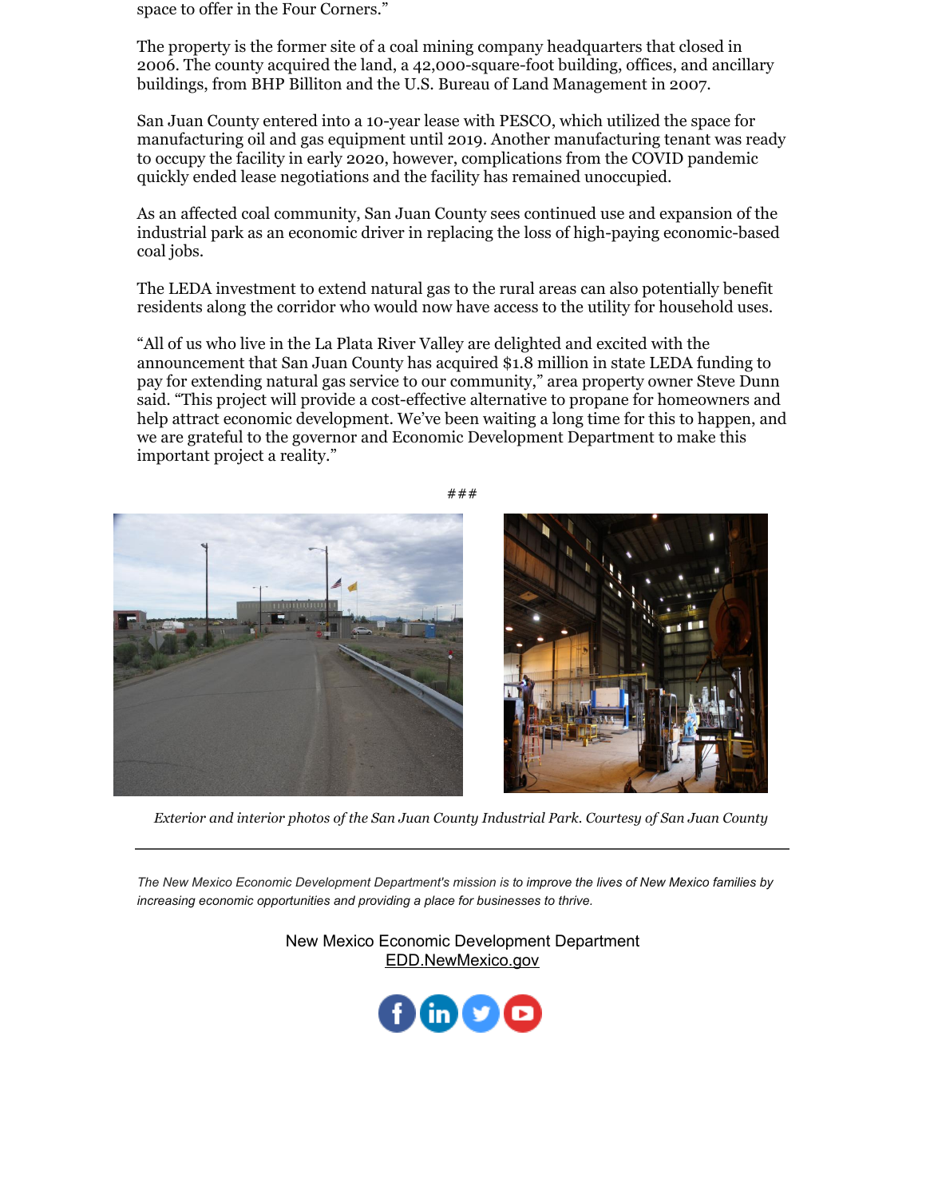space to offer in the Four Corners."

The property is the former site of a coal mining company headquarters that closed in 2006. The county acquired the land, a 42,000-square-foot building, offices, and ancillary buildings, from BHP Billiton and the U.S. Bureau of Land Management in 2007.

San Juan County entered into a 10-year lease with PESCO, which utilized the space for manufacturing oil and gas equipment until 2019. Another manufacturing tenant was ready to occupy the facility in early 2020, however, complications from the COVID pandemic quickly ended lease negotiations and the facility has remained unoccupied.

As an affected coal community, San Juan County sees continued use and expansion of the industrial park as an economic driver in replacing the loss of high-paying economic-based coal jobs.

The LEDA investment to extend natural gas to the rural areas can also potentially benefit residents along the corridor who would now have access to the utility for household uses.

"All of us who live in the La Plata River Valley are delighted and excited with the announcement that San Juan County has acquired $1.8 million in state LEDA funding to pay for extending natural gas service to our community," area property owner Steve Dunn said. "This project will provide a cost-effective alternative to propane for homeowners and help attract economic development. We've been waiting a long time for this to happen, and we are grateful to the governor and Economic Development Department to make this important project a reality."

###

*Exterior and interior photos of the San Juan County Industrial Park. Courtesy of San Juan County*

---

*The New Mexico Economic Development Department's mission is to improve the lives of New Mexico families by increasing economic opportunities and providing a place for businesses to thrive.*

New Mexico Economic Development Department
EDD.NewMexico.gov